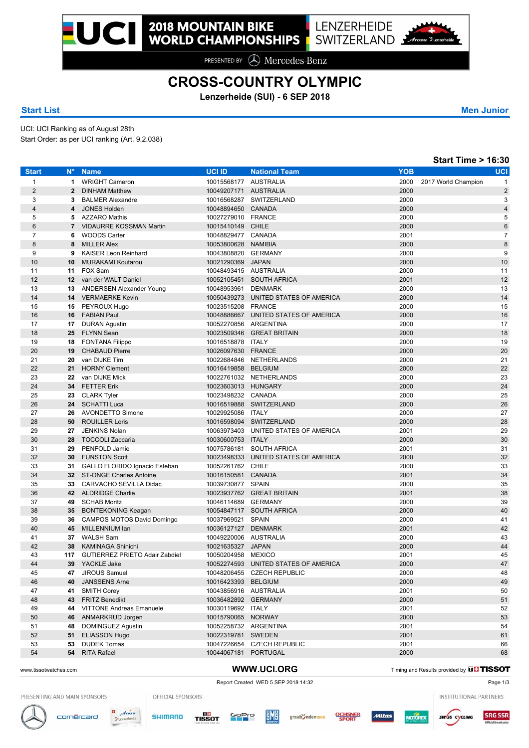# 2018 MOUNTAIN BIKE WORLD CHAMPIONSHIPS

LENZERHEIDE SWITZERLAND

PRESENTED BY Mercedes-Benz

# CROSS-COUNTRY OLYMPIC

**Lenzerheide (SUI) - 6 SEP 2018**

**Start List** | **Men Junior**

UCI: UCI Ranking as of August 28th
Start Order: as per UCI ranking (Art. 9.2.038)

**Start Time > 16:30**

| Start | N° | Name | UCI ID | National Team | YOB | | UCI |
|---|---|---|---|---|---|---|---|
| 1 | 1 | WRIGHT Cameron | 10015568177 | AUSTRALIA | 2000 | 2017 World Champion | 1 |
| 2 | 2 | DINHAM Matthew | 10049207171 | AUSTRALIA | 2000 | | 2 |
| 3 | 3 | BALMER Alexandre | 10016568287 | SWITZERLAND | 2000 | | 3 |
| 4 | 4 | JONES Holden | 10048894650 | CANADA | 2000 | | 4 |
| 5 | 5 | AZZARO Mathis | 10027279010 | FRANCE | 2000 | | 5 |
| 6 | 7 | VIDAURRE KOSSMAN Martin | 10015410149 | CHILE | 2000 | | 6 |
| 7 | 6 | WOODS Carter | 10048829477 | CANADA | 2001 | | 7 |
| 8 | 8 | MILLER Alex | 10053800628 | NAMIBIA | 2000 | | 8 |
| 9 | 9 | KAISER Leon Reinhard | 10043808820 | GERMANY | 2000 | | 9 |
| 10 | 10 | MURAKAMI Koutarou | 10021290369 | JAPAN | 2000 | | 10 |
| 11 | 11 | FOX Sam | 10048493415 | AUSTRALIA | 2000 | | 11 |
| 12 | 12 | van der WALT Daniel | 10052105451 | SOUTH AFRICA | 2001 | | 12 |
| 13 | 13 | ANDERSEN Alexander Young | 10048953961 | DENMARK | 2000 | | 13 |
| 14 | 14 | VERMAERKE Kevin | 10050439273 | UNITED STATES OF AMERICA | 2000 | | 14 |
| 15 | 15 | PEYROUX Hugo | 10023515208 | FRANCE | 2000 | | 15 |
| 16 | 16 | FABIAN Paul | 10048886667 | UNITED STATES OF AMERICA | 2000 | | 16 |
| 17 | 17 | DURAN Agustin | 10052270856 | ARGENTINA | 2000 | | 17 |
| 18 | 25 | FLYNN Sean | 10023509346 | GREAT BRITAIN | 2000 | | 18 |
| 19 | 18 | FONTANA Filippo | 10016518878 | ITALY | 2000 | | 19 |
| 20 | 19 | CHABAUD Pierre | 10026097630 | FRANCE | 2000 | | 20 |
| 21 | 20 | van DIJKE Tim | 10022684846 | NETHERLANDS | 2000 | | 21 |
| 22 | 21 | HORNY Clement | 10016419858 | BELGIUM | 2000 | | 22 |
| 23 | 22 | van DIJKE Mick | 10022761032 | NETHERLANDS | 2000 | | 23 |
| 24 | 34 | FETTER Erik | 10023603013 | HUNGARY | 2000 | | 24 |
| 25 | 23 | CLARK Tyler | 10023498232 | CANADA | 2000 | | 25 |
| 26 | 24 | SCHATTI Luca | 10016519888 | SWITZERLAND | 2000 | | 26 |
| 27 | 26 | AVONDETTO Simone | 10029925086 | ITALY | 2000 | | 27 |
| 28 | 50 | ROUILLER Loris | 10016598094 | SWITZERLAND | 2000 | | 28 |
| 29 | 27 | JENKINS Nolan | 10063973403 | UNITED STATES OF AMERICA | 2001 | | 29 |
| 30 | 28 | TOCCOLI Zaccaria | 10030600753 | ITALY | 2000 | | 30 |
| 31 | 29 | PENFOLD Jamie | 10075786181 | SOUTH AFRICA | 2001 | | 31 |
| 32 | 30 | FUNSTON Scott | 10023498333 | UNITED STATES OF AMERICA | 2000 | | 32 |
| 33 | 31 | GALLO FLORIDO Ignacio Esteban | 10052261762 | CHILE | 2000 | | 33 |
| 34 | 32 | ST-ONGE Charles Antoine | 10016150581 | CANADA | 2001 | | 34 |
| 35 | 33 | CARVACHO SEVILLA Didac | 10039730877 | SPAIN | 2000 | | 35 |
| 36 | 42 | ALDRIDGE Charlie | 10023937762 | GREAT BRITAIN | 2001 | | 38 |
| 37 | 49 | SCHAB Moritz | 10046114689 | GERMANY | 2000 | | 39 |
| 38 | 35 | BONTEKONING Keagan | 10054847117 | SOUTH AFRICA | 2000 | | 40 |
| 39 | 36 | CAMPOS MOTOS David Domingo | 10037969521 | SPAIN | 2000 | | 41 |
| 40 | 45 | MILLENNIUM Ian | 10036127127 | DENMARK | 2001 | | 42 |
| 41 | 37 | WALSH Sam | 10049220006 | AUSTRALIA | 2000 | | 43 |
| 42 | 38 | KAMINAGA Shinichi | 10021635327 | JAPAN | 2000 | | 44 |
| 43 | 117 | GUTIERREZ PRIETO Adair Zabdiel | 10050204958 | MEXICO | 2001 | | 45 |
| 44 | 39 | YACKLE Jake | 10052274593 | UNITED STATES OF AMERICA | 2000 | | 47 |
| 45 | 47 | JIROUS Samuel | 10048206455 | CZECH REPUBLIC | 2000 | | 48 |
| 46 | 40 | JANSSENS Arne | 10016423393 | BELGIUM | 2000 | | 49 |
| 47 | 41 | SMITH Corey | 10043856916 | AUSTRALIA | 2001 | | 50 |
| 48 | 43 | FRITZ Benedikt | 10036482892 | GERMANY | 2000 | | 51 |
| 49 | 44 | VITTONE Andreas Emanuele | 10030119692 | ITALY | 2001 | | 52 |
| 50 | 46 | ANMARKRUD Jorgen | 10015790065 | NORWAY | 2000 | | 53 |
| 51 | 48 | DOMINGUEZ Agustin | 10052258732 | ARGENTINA | 2001 | | 54 |
| 52 | 51 | ELIASSON Hugo | 10022319781 | SWEDEN | 2001 | | 61 |
| 53 | 53 | DUDEK Tomas | 10047226654 | CZECH REPUBLIC | 2001 | | 66 |
| 54 | 54 | RITA Rafael | 10044067181 | PORTUGAL | 2000 | | 68 |

www.tissotwatches.com | WWW.UCI.ORG | Timing and Results provided by TISSOT

Report Created WED 5 SEP 2018 14:32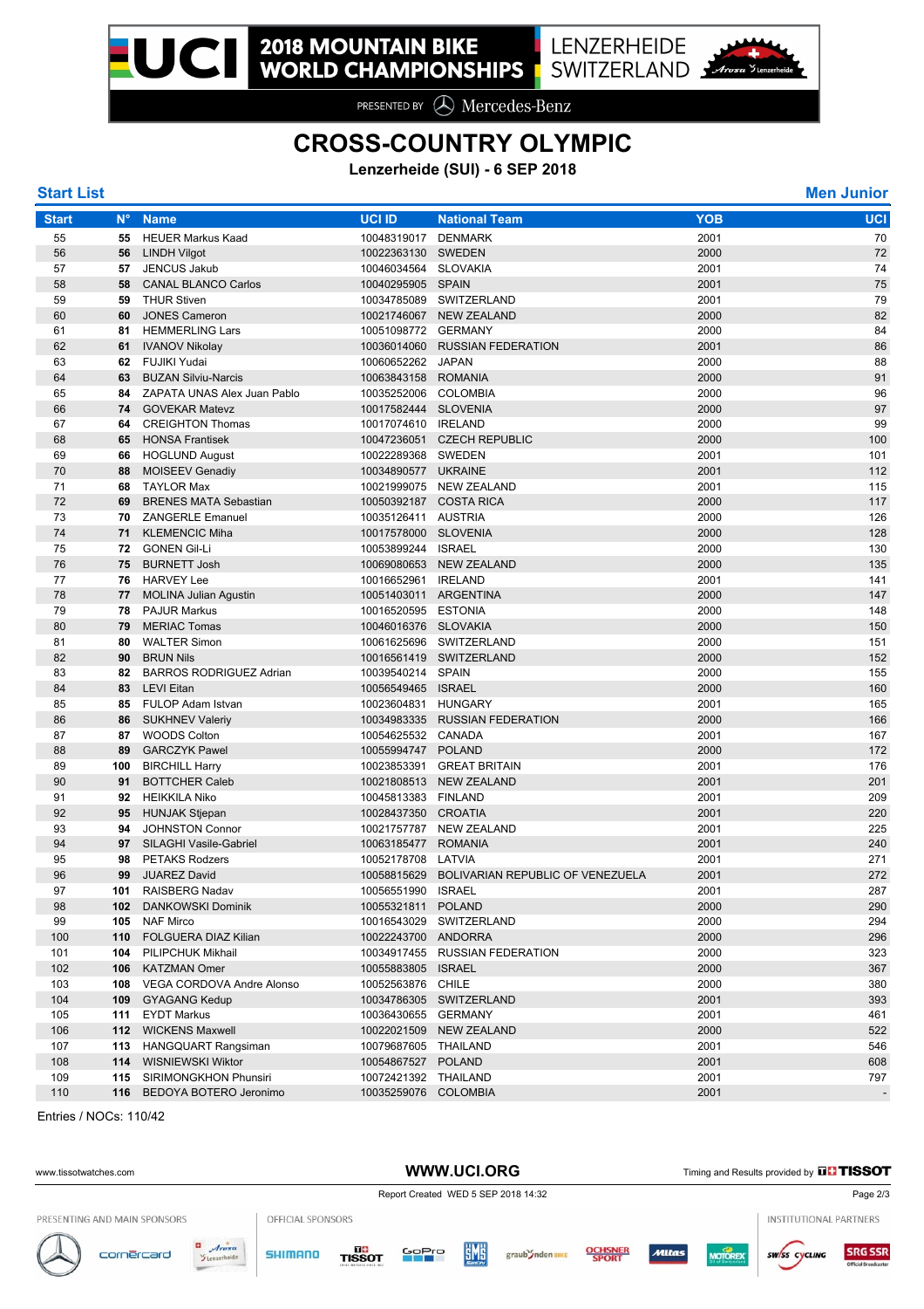# CROSS-COUNTRY OLYMPIC

**Lenzerheide (SUI) - 6 SEP 2018**

**Start List** **Men Junior**

| Start | N° | Name | UCI ID | National Team | YOB | UCI |
|---|---|---|---|---|---|---|
| 55 | **55** | HEUER Markus Kaad | 10048319017 | DENMARK | 2001 | 70 |
| 56 | **56** | LINDH Vilgot | 10022363130 | SWEDEN | 2000 | 72 |
| 57 | **57** | JENCUS Jakub | 10046034564 | SLOVAKIA | 2001 | 74 |
| 58 | **58** | CANAL BLANCO Carlos | 10040295905 | SPAIN | 2001 | 75 |
| 59 | **59** | THUR Stiven | 10034785089 | SWITZERLAND | 2001 | 79 |
| 60 | **60** | JONES Cameron | 10021746067 | NEW ZEALAND | 2000 | 82 |
| 61 | **81** | HEMMERLING Lars | 10051098772 | GERMANY | 2000 | 84 |
| 62 | **61** | IVANOV Nikolay | 10036014060 | RUSSIAN FEDERATION | 2001 | 86 |
| 63 | **62** | FUJIKI Yudai | 10060652262 | JAPAN | 2000 | 88 |
| 64 | **63** | BUZAN Silviu-Narcis | 10063843158 | ROMANIA | 2000 | 91 |
| 65 | **84** | ZAPATA UNAS Alex Juan Pablo | 10035252006 | COLOMBIA | 2000 | 96 |
| 66 | **74** | GOVEKAR Matevz | 10017582444 | SLOVENIA | 2000 | 97 |
| 67 | **64** | CREIGHTON Thomas | 10017074610 | IRELAND | 2000 | 99 |
| 68 | **65** | HONSA Frantisek | 10047236051 | CZECH REPUBLIC | 2000 | 100 |
| 69 | **66** | HOGLUND August | 10022289368 | SWEDEN | 2001 | 101 |
| 70 | **88** | MOISEEV Genadiy | 10034890577 | UKRAINE | 2001 | 112 |
| 71 | **68** | TAYLOR Max | 10021999075 | NEW ZEALAND | 2001 | 115 |
| 72 | **69** | BRENES MATA Sebastian | 10050392187 | COSTA RICA | 2000 | 117 |
| 73 | **70** | ZANGERLE Emanuel | 10035126411 | AUSTRIA | 2000 | 126 |
| 74 | **71** | KLEMENCIC Miha | 10017578000 | SLOVENIA | 2000 | 128 |
| 75 | **72** | GONEN Gil-Li | 10053899244 | ISRAEL | 2000 | 130 |
| 76 | **75** | BURNETT Josh | 10069080653 | NEW ZEALAND | 2000 | 135 |
| 77 | **76** | HARVEY Lee | 10016652961 | IRELAND | 2001 | 141 |
| 78 | **77** | MOLINA Julian Agustin | 10051403011 | ARGENTINA | 2000 | 147 |
| 79 | **78** | PAJUR Markus | 10016520595 | ESTONIA | 2000 | 148 |
| 80 | **79** | MERIAC Tomas | 10046016376 | SLOVAKIA | 2000 | 150 |
| 81 | **80** | WALTER Simon | 10061625696 | SWITZERLAND | 2000 | 151 |
| 82 | **90** | BRUN Nils | 10016561419 | SWITZERLAND | 2000 | 152 |
| 83 | **82** | BARROS RODRIGUEZ Adrian | 10039540214 | SPAIN | 2000 | 155 |
| 84 | **83** | LEVI Eitan | 10056549465 | ISRAEL | 2000 | 160 |
| 85 | **85** | FULOP Adam Istvan | 10023604831 | HUNGARY | 2001 | 165 |
| 86 | **86** | SUKHNEV Valeriy | 10034983335 | RUSSIAN FEDERATION | 2000 | 166 |
| 87 | **87** | WOODS Colton | 10054625532 | CANADA | 2001 | 167 |
| 88 | **89** | GARCZYK Pawel | 10055994747 | POLAND | 2000 | 172 |
| 89 | **100** | BIRCHILL Harry | 10023853391 | GREAT BRITAIN | 2001 | 176 |
| 90 | **91** | BOTTCHER Caleb | 10021808513 | NEW ZEALAND | 2001 | 201 |
| 91 | **92** | HEIKKILA Niko | 10045813383 | FINLAND | 2001 | 209 |
| 92 | **95** | HUNJAK Stjepan | 10028437350 | CROATIA | 2001 | 220 |
| 93 | **94** | JOHNSTON Connor | 10021757787 | NEW ZEALAND | 2001 | 225 |
| 94 | **97** | SILAGHI Vasile-Gabriel | 10063185477 | ROMANIA | 2001 | 240 |
| 95 | **98** | PETAKS Rodzers | 10052178708 | LATVIA | 2001 | 271 |
| 96 | **99** | JUAREZ David | 10058815629 | BOLIVARIAN REPUBLIC OF VENEZUELA | 2001 | 272 |
| 97 | **101** | RAISBERG Nadav | 10056551990 | ISRAEL | 2001 | 287 |
| 98 | **102** | DANKOWSKI Dominik | 10055321811 | POLAND | 2000 | 290 |
| 99 | **105** | NAF Mirco | 10016543029 | SWITZERLAND | 2000 | 294 |
| 100 | **110** | FOLGUERA DIAZ Kilian | 10022243700 | ANDORRA | 2000 | 296 |
| 101 | **104** | PILIPCHUK Mikhail | 10034917455 | RUSSIAN FEDERATION | 2000 | 323 |
| 102 | **106** | KATZMAN Omer | 10055883805 | ISRAEL | 2000 | 367 |
| 103 | **108** | VEGA CORDOVA Andre Alonso | 10052563876 | CHILE | 2000 | 380 |
| 104 | **109** | GYAGANG Kedup | 10034786305 | SWITZERLAND | 2001 | 393 |
| 105 | **111** | EYDT Markus | 10036430655 | GERMANY | 2001 | 461 |
| 106 | **112** | WICKENS Maxwell | 10022021509 | NEW ZEALAND | 2000 | 522 |
| 107 | **113** | HANGQUART Rangsiman | 10079687605 | THAILAND | 2001 | 546 |
| 108 | **114** | WISNIEWSKI Wiktor | 10054867527 | POLAND | 2001 | 608 |
| 109 | **115** | SIRIMONGKHON Phunsiri | 10072421392 | THAILAND | 2001 | 797 |
| 110 | **116** | BEDOYA BOTERO Jeronimo | 10035259076 | COLOMBIA | 2001 | - |

Entries / NOCs: 110/42

Report Created WED 5 SEP 2018 14:32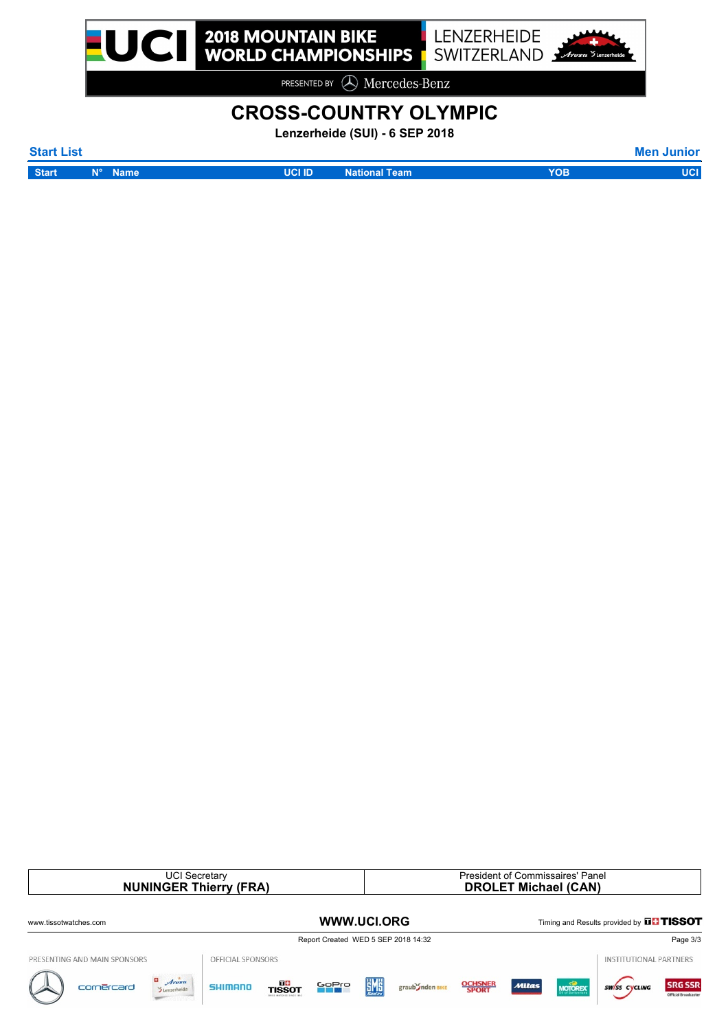# CROSS-COUNTRY OLYMPIC

**Lenzerheide (SUI) - 6 SEP 2018**

**Start List** — **Men Junior**

| Start | N° | Name | UCI ID | National Team | YOB | UCI |
|---|---|---|---|---|---|---|

| UCI Secretary | President of Commissaires' Panel |
|---|---|
| **NUNINGER Thierry (FRA)** | **DROLET Michael (CAN)** |

Report Created WED 5 SEP 2018 14:32